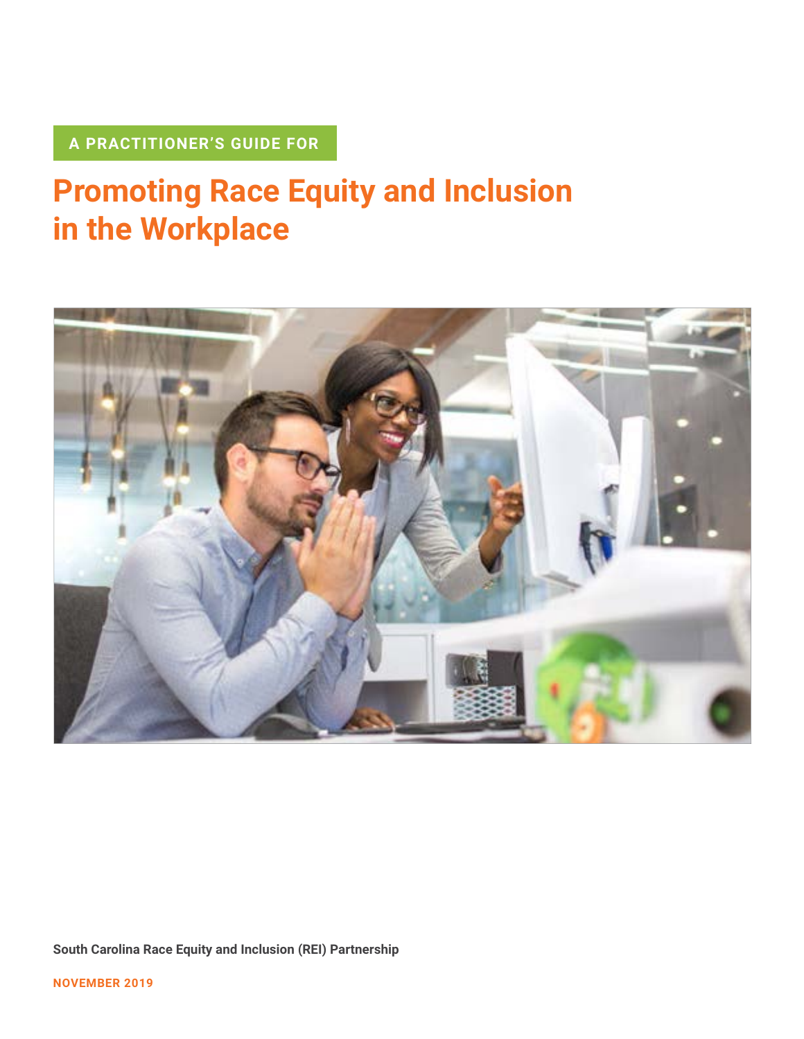A PRACTITIONER'S GUIDE FOR

# Promoting Race Equity and Inclusion in the Workplace

**South Carolina Race Equity and Inclusion (REI) Partnership**

**NOVEMBER 2019**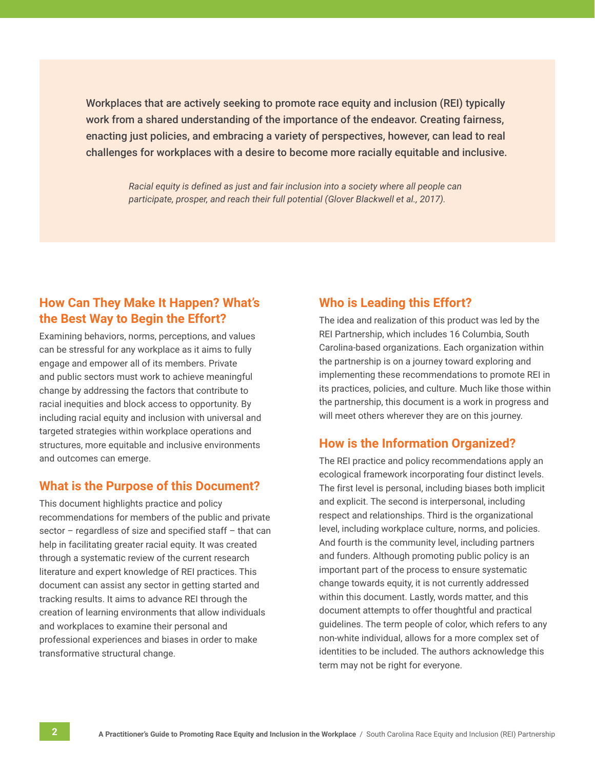Workplaces that are actively seeking to promote race equity and inclusion (REI) typically work from a shared understanding of the importance of the endeavor. Creating fairness, enacting just policies, and embracing a variety of perspectives, however, can lead to real challenges for workplaces with a desire to become more racially equitable and inclusive.

*Racial equity is defined as just and fair inclusion into a society where all people can participate, prosper, and reach their full potential (Glover Blackwell et al., 2017).*

## How Can They Make It Happen? What's the Best Way to Begin the Effort?

Examining behaviors, norms, perceptions, and values can be stressful for any workplace as it aims to fully engage and empower all of its members. Private and public sectors must work to achieve meaningful change by addressing the factors that contribute to racial inequities and block access to opportunity. By including racial equity and inclusion with universal and targeted strategies within workplace operations and structures, more equitable and inclusive environments and outcomes can emerge.

## What is the Purpose of this Document?

This document highlights practice and policy recommendations for members of the public and private sector – regardless of size and specified staff – that can help in facilitating greater racial equity. It was created through a systematic review of the current research literature and expert knowledge of REI practices. This document can assist any sector in getting started and tracking results. It aims to advance REI through the creation of learning environments that allow individuals and workplaces to examine their personal and professional experiences and biases in order to make transformative structural change.

## Who is Leading this Effort?

The idea and realization of this product was led by the REI Partnership, which includes 16 Columbia, South Carolina-based organizations. Each organization within the partnership is on a journey toward exploring and implementing these recommendations to promote REI in its practices, policies, and culture. Much like those within the partnership, this document is a work in progress and will meet others wherever they are on this journey.

## How is the Information Organized?

The REI practice and policy recommendations apply an ecological framework incorporating four distinct levels. The first level is personal, including biases both implicit and explicit. The second is interpersonal, including respect and relationships. Third is the organizational level, including workplace culture, norms, and policies. And fourth is the community level, including partners and funders. Although promoting public policy is an important part of the process to ensure systematic change towards equity, it is not currently addressed within this document. Lastly, words matter, and this document attempts to offer thoughtful and practical guidelines. The term people of color, which refers to any non-white individual, allows for a more complex set of identities to be included. The authors acknowledge this term may not be right for everyone.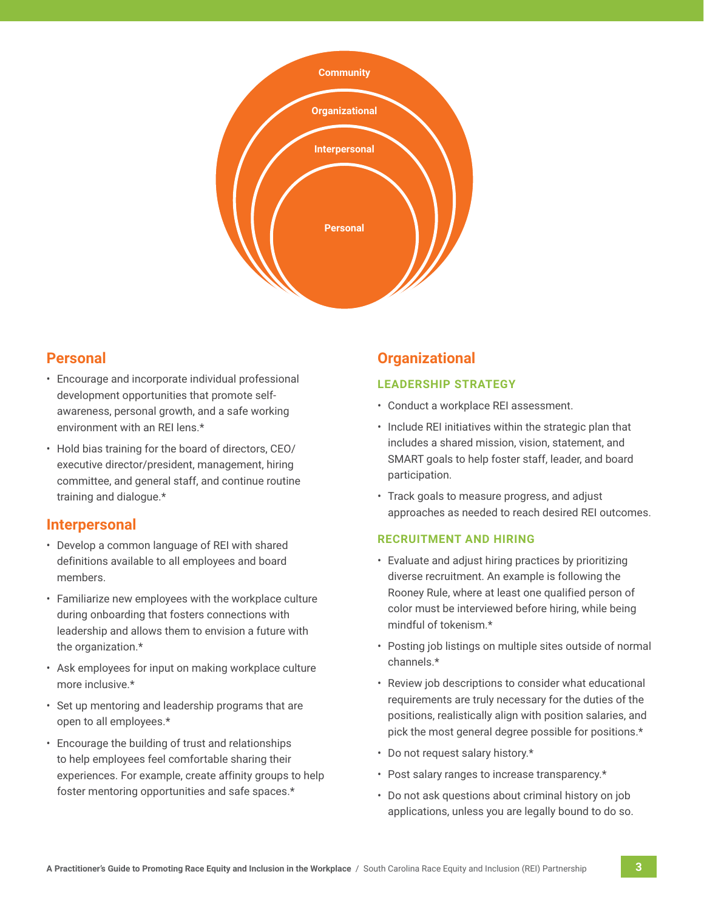Community

Organizational

Interpersonal

Personal

## Personal

- Encourage and incorporate individual professional development opportunities that promote self-awareness, personal growth, and a safe working environment with an REI lens.*
- Hold bias training for the board of directors, CEO/executive director/president, management, hiring committee, and general staff, and continue routine training and dialogue.*

## Interpersonal

- Develop a common language of REI with shared definitions available to all employees and board members.
- Familiarize new employees with the workplace culture during onboarding that fosters connections with leadership and allows them to envision a future with the organization.*
- Ask employees for input on making workplace culture more inclusive.*
- Set up mentoring and leadership programs that are open to all employees.*
- Encourage the building of trust and relationships to help employees feel comfortable sharing their experiences. For example, create affinity groups to help foster mentoring opportunities and safe spaces.*

## Organizational

### LEADERSHIP STRATEGY

- Conduct a workplace REI assessment.
- Include REI initiatives within the strategic plan that includes a shared mission, vision, statement, and SMART goals to help foster staff, leader, and board participation.
- Track goals to measure progress, and adjust approaches as needed to reach desired REI outcomes.

### RECRUITMENT AND HIRING

- Evaluate and adjust hiring practices by prioritizing diverse recruitment. An example is following the Rooney Rule, where at least one qualified person of color must be interviewed before hiring, while being mindful of tokenism.*
- Posting job listings on multiple sites outside of normal channels.*
- Review job descriptions to consider what educational requirements are truly necessary for the duties of the positions, realistically align with position salaries, and pick the most general degree possible for positions.*
- Do not request salary history.*
- Post salary ranges to increase transparency.*
- Do not ask questions about criminal history on job applications, unless you are legally bound to do so.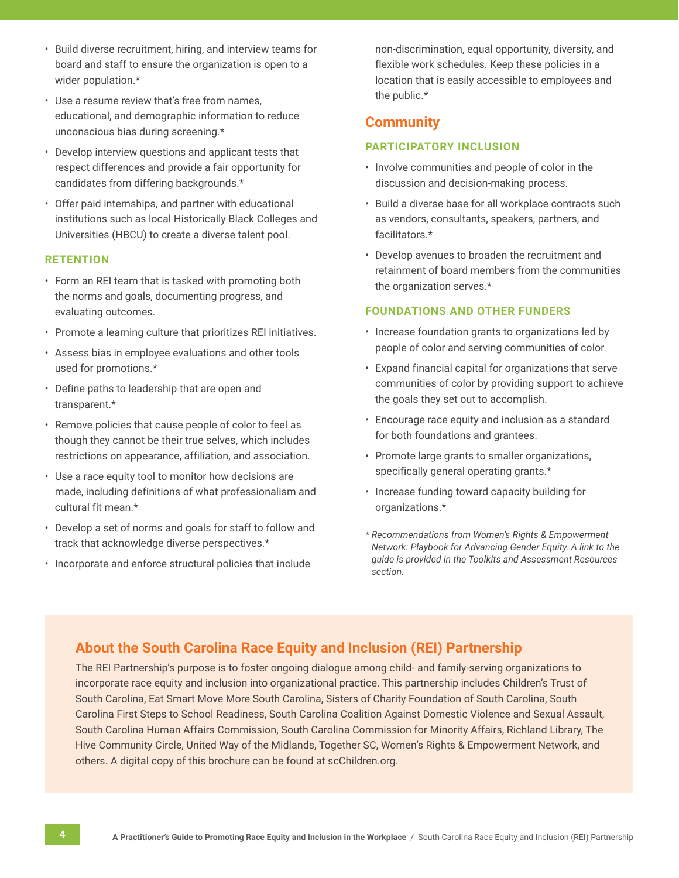- Build diverse recruitment, hiring, and interview teams for board and staff to ensure the organization is open to a wider population.*
- Use a resume review that's free from names, educational, and demographic information to reduce unconscious bias during screening.*
- Develop interview questions and applicant tests that respect differences and provide a fair opportunity for candidates from differing backgrounds.*
- Offer paid internships, and partner with educational institutions such as local Historically Black Colleges and Universities (HBCU) to create a diverse talent pool.

### RETENTION

- Form an REI team that is tasked with promoting both the norms and goals, documenting progress, and evaluating outcomes.
- Promote a learning culture that prioritizes REI initiatives.
- Assess bias in employee evaluations and other tools used for promotions.*
- Define paths to leadership that are open and transparent.*
- Remove policies that cause people of color to feel as though they cannot be their true selves, which includes restrictions on appearance, affiliation, and association.
- Use a race equity tool to monitor how decisions are made, including definitions of what professionalism and cultural fit mean.*
- Develop a set of norms and goals for staff to follow and track that acknowledge diverse perspectives.*
- Incorporate and enforce structural policies that include non-discrimination, equal opportunity, diversity, and flexible work schedules. Keep these policies in a location that is easily accessible to employees and the public.*

## Community

### PARTICIPATORY INCLUSION

- Involve communities and people of color in the discussion and decision-making process.
- Build a diverse base for all workplace contracts such as vendors, consultants, speakers, partners, and facilitators.*
- Develop avenues to broaden the recruitment and retainment of board members from the communities the organization serves.*

### FOUNDATIONS AND OTHER FUNDERS

- Increase foundation grants to organizations led by people of color and serving communities of color.
- Expand financial capital for organizations that serve communities of color by providing support to achieve the goals they set out to accomplish.
- Encourage race equity and inclusion as a standard for both foundations and grantees.
- Promote large grants to smaller organizations, specifically general operating grants.*
- Increase funding toward capacity building for organizations.*

*\* Recommendations from Women's Rights & Empowerment Network: Playbook for Advancing Gender Equity. A link to the guide is provided in the Toolkits and Assessment Resources section.*

## About the South Carolina Race Equity and Inclusion (REI) Partnership

The REI Partnership's purpose is to foster ongoing dialogue among child- and family-serving organizations to incorporate race equity and inclusion into organizational practice. This partnership includes Children's Trust of South Carolina, Eat Smart Move More South Carolina, Sisters of Charity Foundation of South Carolina, South Carolina First Steps to School Readiness, South Carolina Coalition Against Domestic Violence and Sexual Assault, South Carolina Human Affairs Commission, South Carolina Commission for Minority Affairs, Richland Library, The Hive Community Circle, United Way of the Midlands, Together SC, Women's Rights & Empowerment Network, and others. A digital copy of this brochure can be found at scChildren.org.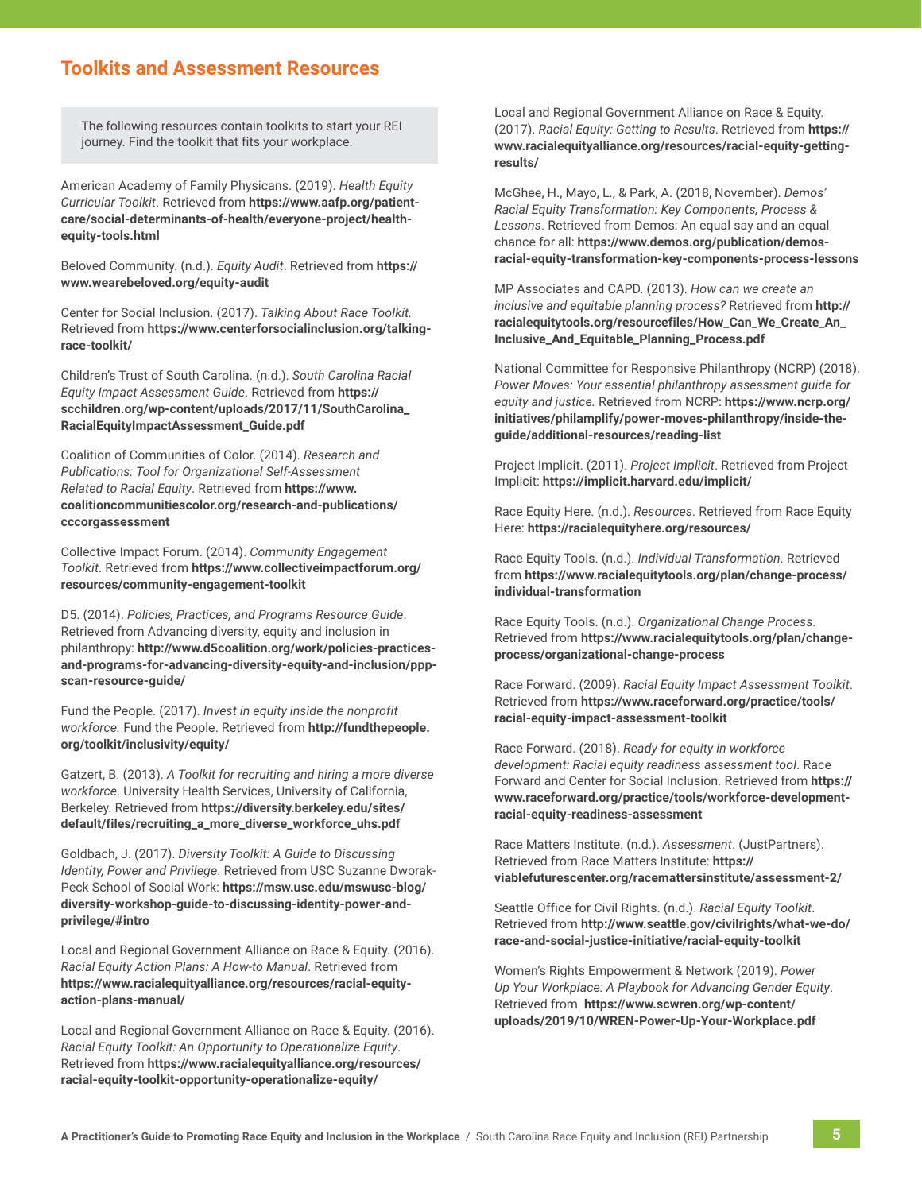## Toolkits and Assessment Resources

The following resources contain toolkits to start your REI journey. Find the toolkit that fits your workplace.

American Academy of Family Physicans. (2019). *Health Equity Curricular Toolkit*. Retrieved from **https://www.aafp.org/patient-care/social-determinants-of-health/everyone-project/health-equity-tools.html**

Beloved Community. (n.d.). *Equity Audit*. Retrieved from **https://www.wearebeloved.org/equity-audit**

Center for Social Inclusion. (2017). *Talking About Race Toolkit*. Retrieved from **https://www.centerforsocialinclusion.org/talking-race-toolkit/**

Children's Trust of South Carolina. (n.d.). *South Carolina Racial Equity Impact Assessment Guide*. Retrieved from **https://scchildren.org/wp-content/uploads/2017/11/SouthCarolina_RacialEquityImpactAssessment_Guide.pdf**

Coalition of Communities of Color. (2014). *Research and Publications: Tool for Organizational Self-Assessment Related to Racial Equity*. Retrieved from **https://www.coalitioncommunitiescolor.org/research-and-publications/cccorgassessment**

Collective Impact Forum. (2014). *Community Engagement Toolkit*. Retrieved from **https://www.collectiveimpactforum.org/resources/community-engagement-toolkit**

D5. (2014). *Policies, Practices, and Programs Resource Guide*. Retrieved from Advancing diversity, equity and inclusion in philanthropy: **http://www.d5coalition.org/work/policies-practices-and-programs-for-advancing-diversity-equity-and-inclusion/ppp-scan-resource-guide/**

Fund the People. (2017). *Invest in equity inside the nonprofit workforce.* Fund the People. Retrieved from **http://fundthepeople.org/toolkit/inclusivity/equity/**

Gatzert, B. (2013). *A Toolkit for recruiting and hiring a more diverse workforce*. University Health Services, University of California, Berkeley. Retrieved from **https://diversity.berkeley.edu/sites/default/files/recruiting_a_more_diverse_workforce_uhs.pdf**

Goldbach, J. (2017). *Diversity Toolkit: A Guide to Discussing Identity, Power and Privilege*. Retrieved from USC Suzanne Dworak-Peck School of Social Work: **https://msw.usc.edu/mswusc-blog/diversity-workshop-guide-to-discussing-identity-power-and-privilege/#intro**

Local and Regional Government Alliance on Race & Equity. (2016). *Racial Equity Action Plans: A How-to Manual*. Retrieved from **https://www.racialequityalliance.org/resources/racial-equity-action-plans-manual/**

Local and Regional Government Alliance on Race & Equity. (2016). *Racial Equity Toolkit: An Opportunity to Operationalize Equity*. Retrieved from **https://www.racialequityalliance.org/resources/racial-equity-toolkit-opportunity-operationalize-equity/**

Local and Regional Government Alliance on Race & Equity. (2017). *Racial Equity: Getting to Results*. Retrieved from **https://www.racialequityalliance.org/resources/racial-equity-getting-results/**

McGhee, H., Mayo, L., & Park, A. (2018, November). *Demos' Racial Equity Transformation: Key Components, Process & Lessons*. Retrieved from Demos: An equal say and an equal chance for all: **https://www.demos.org/publication/demos-racial-equity-transformation-key-components-process-lessons**

MP Associates and CAPD. (2013). *How can we create an inclusive and equitable planning process?* Retrieved from **http://racialequitytools.org/resourcefiles/How_Can_We_Create_An_Inclusive_And_Equitable_Planning_Process.pdf**

National Committee for Responsive Philanthropy (NCRP) (2018). *Power Moves: Your essential philanthropy assessment guide for equity and justice.* Retrieved from NCRP: **https://www.ncrp.org/initiatives/philamplify/power-moves-philanthropy/inside-the-guide/additional-resources/reading-list**

Project Implicit. (2011). *Project Implicit*. Retrieved from Project Implicit: **https://implicit.harvard.edu/implicit/**

Race Equity Here. (n.d.). *Resources*. Retrieved from Race Equity Here: **https://racialequityhere.org/resources/**

Race Equity Tools. (n.d.). *Individual Transformation*. Retrieved from **https://www.racialequitytools.org/plan/change-process/individual-transformation**

Race Equity Tools. (n.d.). *Organizational Change Process*. Retrieved from **https://www.racialequitytools.org/plan/change-process/organizational-change-process**

Race Forward. (2009). *Racial Equity Impact Assessment Toolkit*. Retrieved from **https://www.raceforward.org/practice/tools/racial-equity-impact-assessment-toolkit**

Race Forward. (2018). *Ready for equity in workforce development: Racial equity readiness assessment tool*. Race Forward and Center for Social Inclusion. Retrieved from **https://www.raceforward.org/practice/tools/workforce-development-racial-equity-readiness-assessment**

Race Matters Institute. (n.d.). *Assessment*. (JustPartners). Retrieved from Race Matters Institute: **https://viablefuturescenter.org/racemattersinstitute/assessment-2/**

Seattle Office for Civil Rights. (n.d.). *Racial Equity Toolkit*. Retrieved from **http://www.seattle.gov/civilrights/what-we-do/race-and-social-justice-initiative/racial-equity-toolkit**

Women's Rights Empowerment & Network (2019). *Power Up Your Workplace: A Playbook for Advancing Gender Equity*. Retrieved from **https://www.scwren.org/wp-content/uploads/2019/10/WREN-Power-Up-Your-Workplace.pdf**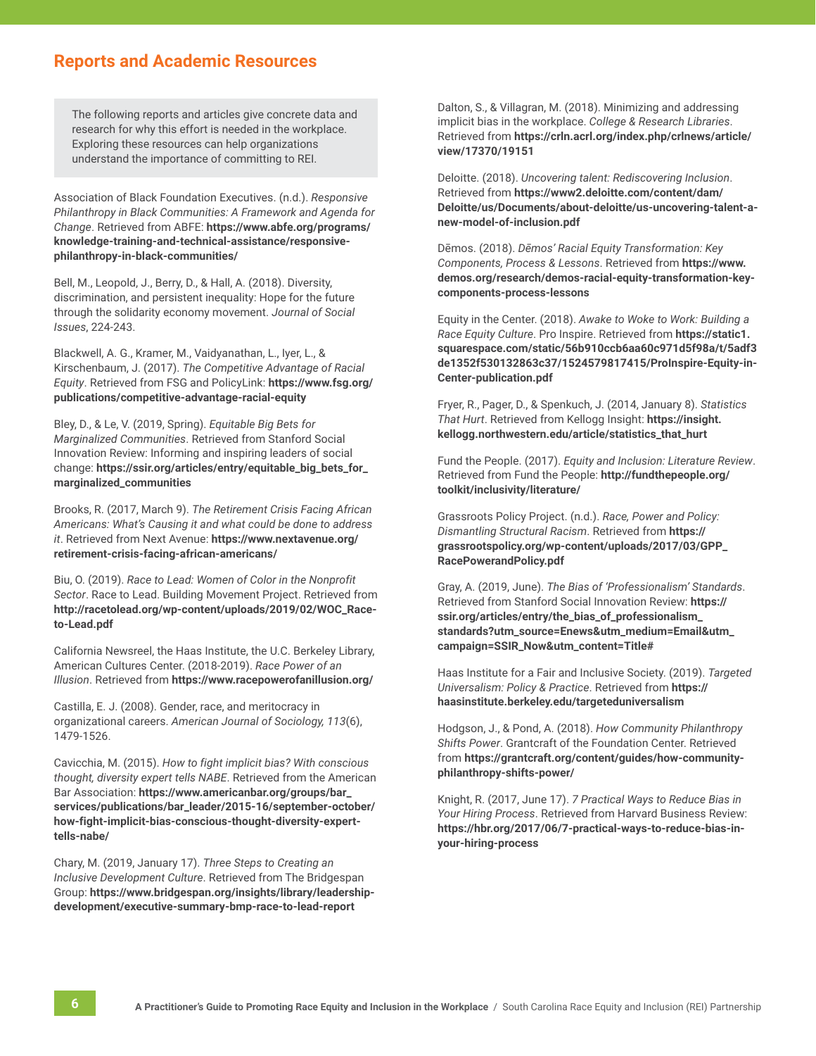## Reports and Academic Resources

The following reports and articles give concrete data and research for why this effort is needed in the workplace. Exploring these resources can help organizations understand the importance of committing to REI.

Association of Black Foundation Executives. (n.d.). *Responsive Philanthropy in Black Communities: A Framework and Agenda for Change*. Retrieved from ABFE: **https://www.abfe.org/programs/knowledge-training-and-technical-assistance/responsive-philanthropy-in-black-communities/**

Bell, M., Leopold, J., Berry, D., & Hall, A. (2018). Diversity, discrimination, and persistent inequality: Hope for the future through the solidarity economy movement. *Journal of Social Issues*, 224-243.

Blackwell, A. G., Kramer, M., Vaidyanathan, L., Iyer, L., & Kirschenbaum, J. (2017). *The Competitive Advantage of Racial Equity*. Retrieved from FSG and PolicyLink: **https://www.fsg.org/publications/competitive-advantage-racial-equity**

Bley, D., & Le, V. (2019, Spring). *Equitable Big Bets for Marginalized Communities*. Retrieved from Stanford Social Innovation Review: Informing and inspiring leaders of social change: **https://ssir.org/articles/entry/equitable_big_bets_for_marginalized_communities**

Brooks, R. (2017, March 9). *The Retirement Crisis Facing African Americans: What's Causing it and what could be done to address it*. Retrieved from Next Avenue: **https://www.nextavenue.org/retirement-crisis-facing-african-americans/**

Biu, O. (2019). *Race to Lead: Women of Color in the Nonprofit Sector*. Race to Lead. Building Movement Project. Retrieved from **http://racetolead.org/wp-content/uploads/2019/02/WOC_Race-to-Lead.pdf**

California Newsreel, the Haas Institute, the U.C. Berkeley Library, American Cultures Center. (2018-2019). *Race Power of an Illusion*. Retrieved from **https://www.racepowerofanillusion.org/**

Castilla, E. J. (2008). Gender, race, and meritocracy in organizational careers. *American Journal of Sociology, 113*(6), 1479-1526.

Cavicchia, M. (2015). *How to fight implicit bias? With conscious thought, diversity expert tells NABE*. Retrieved from the American Bar Association: **https://www.americanbar.org/groups/bar_services/publications/bar_leader/2015-16/september-october/how-fight-implicit-bias-conscious-thought-diversity-expert-tells-nabe/**

Chary, M. (2019, January 17). *Three Steps to Creating an Inclusive Development Culture*. Retrieved from The Bridgespan Group: **https://www.bridgespan.org/insights/library/leadership-development/executive-summary-bmp-race-to-lead-report**

Dalton, S., & Villagran, M. (2018). Minimizing and addressing implicit bias in the workplace. *College & Research Libraries*. Retrieved from **https://crln.acrl.org/index.php/crlnews/article/view/17370/19151**

Deloitte. (2018). *Uncovering talent: Rediscovering Inclusion*. Retrieved from **https://www2.deloitte.com/content/dam/Deloitte/us/Documents/about-deloitte/us-uncovering-talent-a-new-model-of-inclusion.pdf**

Dēmos. (2018). *Dēmos' Racial Equity Transformation: Key Components, Process & Lessons*. Retrieved from **https://www.demos.org/research/demos-racial-equity-transformation-key-components-process-lessons**

Equity in the Center. (2018). *Awake to Woke to Work: Building a Race Equity Culture*. Pro Inspire. Retrieved from **https://static1.squarespace.com/static/56b910ccb6aa60c971d5f98a/t/5adf3de1352f530132863c37/1524579817415/ProInspire-Equity-in-Center-publication.pdf**

Fryer, R., Pager, D., & Spenkuch, J. (2014, January 8). *Statistics That Hurt*. Retrieved from Kellogg Insight: **https://insight.kellogg.northwestern.edu/article/statistics_that_hurt**

Fund the People. (2017). *Equity and Inclusion: Literature Review*. Retrieved from Fund the People: **http://fundthepeople.org/toolkit/inclusivity/literature/**

Grassroots Policy Project. (n.d.). *Race, Power and Policy: Dismantling Structural Racism*. Retrieved from **https://grassrootspolicy.org/wp-content/uploads/2017/03/GPP_RacePowerandPolicy.pdf**

Gray, A. (2019, June). *The Bias of 'Professionalism' Standards*. Retrieved from Stanford Social Innovation Review: **https://ssir.org/articles/entry/the_bias_of_professionalism_standards?utm_source=Enews&utm_medium=Email&utm_campaign=SSIR_Now&utm_content=Title#**

Haas Institute for a Fair and Inclusive Society. (2019). *Targeted Universalism: Policy & Practice*. Retrieved from **https://haasinstitute.berkeley.edu/targeteduniversalism**

Hodgson, J., & Pond, A. (2018). *How Community Philanthropy Shifts Power*. Grantcraft of the Foundation Center. Retrieved from **https://grantcraft.org/content/guides/how-community-philanthropy-shifts-power/**

Knight, R. (2017, June 17). *7 Practical Ways to Reduce Bias in Your Hiring Process*. Retrieved from Harvard Business Review: **https://hbr.org/2017/06/7-practical-ways-to-reduce-bias-in-your-hiring-process**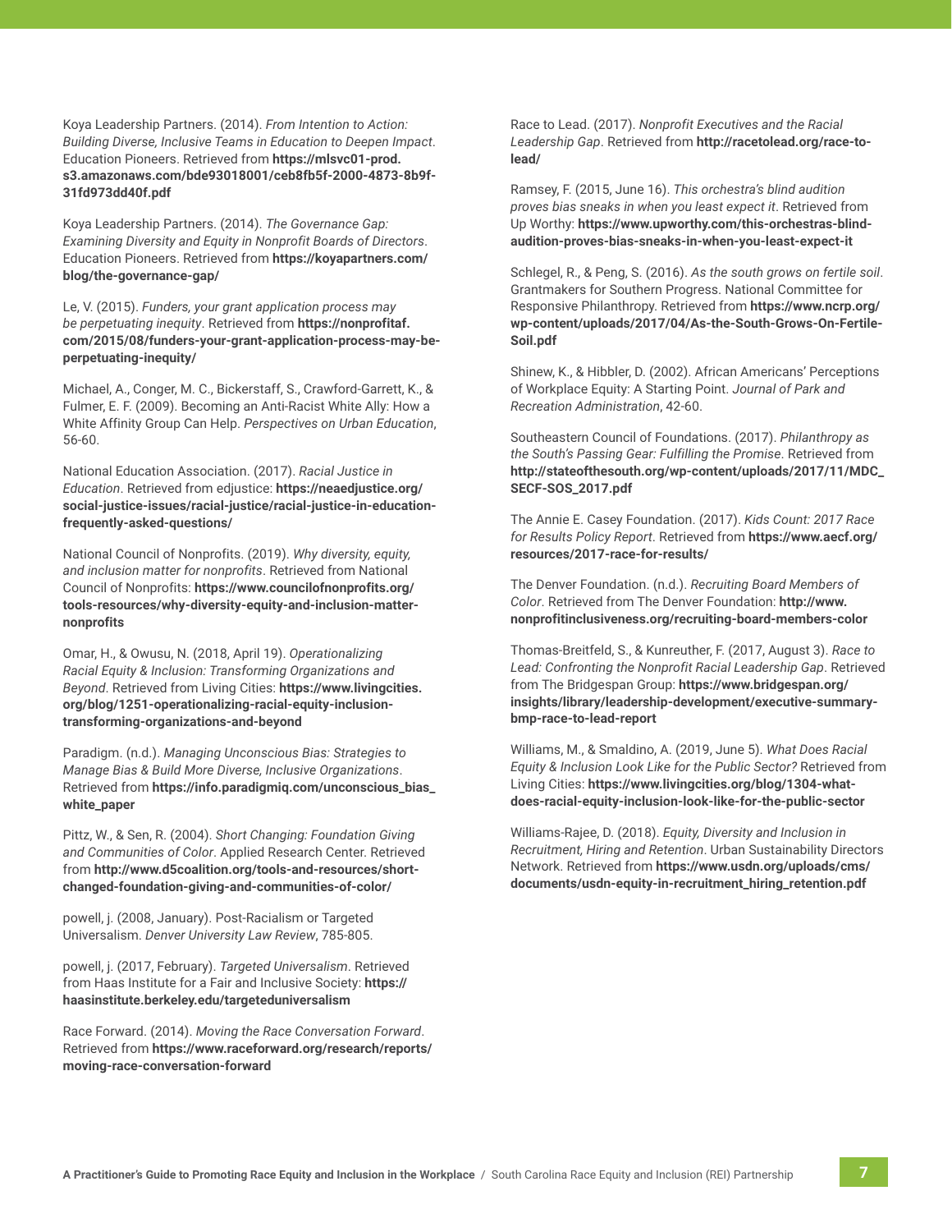Koya Leadership Partners. (2014). *From Intention to Action: Building Diverse, Inclusive Teams in Education to Deepen Impact*. Education Pioneers. Retrieved from **https://mlsvc01-prod.s3.amazonaws.com/bde93018001/ceb8fb5f-2000-4873-8b9f-31fd973dd40f.pdf**

Koya Leadership Partners. (2014). *The Governance Gap: Examining Diversity and Equity in Nonprofit Boards of Directors*. Education Pioneers. Retrieved from **https://koyapartners.com/blog/the-governance-gap/**

Le, V. (2015). *Funders, your grant application process may be perpetuating inequity*. Retrieved from **https://nonprofitaf.com/2015/08/funders-your-grant-application-process-may-be-perpetuating-inequity/**

Michael, A., Conger, M. C., Bickerstaff, S., Crawford-Garrett, K., & Fulmer, E. F. (2009). Becoming an Anti-Racist White Ally: How a White Affinity Group Can Help. *Perspectives on Urban Education*, 56-60.

National Education Association. (2017). *Racial Justice in Education*. Retrieved from edjustice: **https://neaedjustice.org/social-justice-issues/racial-justice/racial-justice-in-education-frequently-asked-questions/**

National Council of Nonprofits. (2019). *Why diversity, equity, and inclusion matter for nonprofits*. Retrieved from National Council of Nonprofits: **https://www.councilofnonprofits.org/tools-resources/why-diversity-equity-and-inclusion-matter-nonprofits**

Omar, H., & Owusu, N. (2018, April 19). *Operationalizing Racial Equity & Inclusion: Transforming Organizations and Beyond*. Retrieved from Living Cities: **https://www.livingcities.org/blog/1251-operationalizing-racial-equity-inclusion-transforming-organizations-and-beyond**

Paradigm. (n.d.). *Managing Unconscious Bias: Strategies to Manage Bias & Build More Diverse, Inclusive Organizations*. Retrieved from **https://info.paradigmiq.com/unconscious_bias_white_paper**

Pittz, W., & Sen, R. (2004). *Short Changing: Foundation Giving and Communities of Color*. Applied Research Center. Retrieved from **http://www.d5coalition.org/tools-and-resources/short-changed-foundation-giving-and-communities-of-color/**

powell, j. (2008, January). Post-Racialism or Targeted Universalism. *Denver University Law Review*, 785-805.

powell, j. (2017, February). *Targeted Universalism*. Retrieved from Haas Institute for a Fair and Inclusive Society: **https://haasinstitute.berkeley.edu/targeteduniversalism**

Race Forward. (2014). *Moving the Race Conversation Forward*. Retrieved from **https://www.raceforward.org/research/reports/moving-race-conversation-forward**

Race to Lead. (2017). *Nonprofit Executives and the Racial Leadership Gap*. Retrieved from **http://racetolead.org/race-to-lead/**

Ramsey, F. (2015, June 16). *This orchestra's blind audition proves bias sneaks in when you least expect it*. Retrieved from Up Worthy: **https://www.upworthy.com/this-orchestras-blind-audition-proves-bias-sneaks-in-when-you-least-expect-it**

Schlegel, R., & Peng, S. (2016). *As the south grows on fertile soil*. Grantmakers for Southern Progress. National Committee for Responsive Philanthropy. Retrieved from **https://www.ncrp.org/wp-content/uploads/2017/04/As-the-South-Grows-On-Fertile-Soil.pdf**

Shinew, K., & Hibbler, D. (2002). African Americans' Perceptions of Workplace Equity: A Starting Point. *Journal of Park and Recreation Administration*, 42-60.

Southeastern Council of Foundations. (2017). *Philanthropy as the South's Passing Gear: Fulfilling the Promise*. Retrieved from **http://stateofthesouth.org/wp-content/uploads/2017/11/MDC_SECF-SOS_2017.pdf**

The Annie E. Casey Foundation. (2017). *Kids Count: 2017 Race for Results Policy Report*. Retrieved from **https://www.aecf.org/resources/2017-race-for-results/**

The Denver Foundation. (n.d.). *Recruiting Board Members of Color*. Retrieved from The Denver Foundation: **http://www.nonprofitinclusiveness.org/recruiting-board-members-color**

Thomas-Breitfeld, S., & Kunreuther, F. (2017, August 3). *Race to Lead: Confronting the Nonprofit Racial Leadership Gap*. Retrieved from The Bridgespan Group: **https://www.bridgespan.org/insights/library/leadership-development/executive-summary-bmp-race-to-lead-report**

Williams, M., & Smaldino, A. (2019, June 5). *What Does Racial Equity & Inclusion Look Like for the Public Sector?* Retrieved from Living Cities: **https://www.livingcities.org/blog/1304-what-does-racial-equity-inclusion-look-like-for-the-public-sector**

Williams-Rajee, D. (2018). *Equity, Diversity and Inclusion in Recruitment, Hiring and Retention*. Urban Sustainability Directors Network. Retrieved from **https://www.usdn.org/uploads/cms/documents/usdn-equity-in-recruitment_hiring_retention.pdf**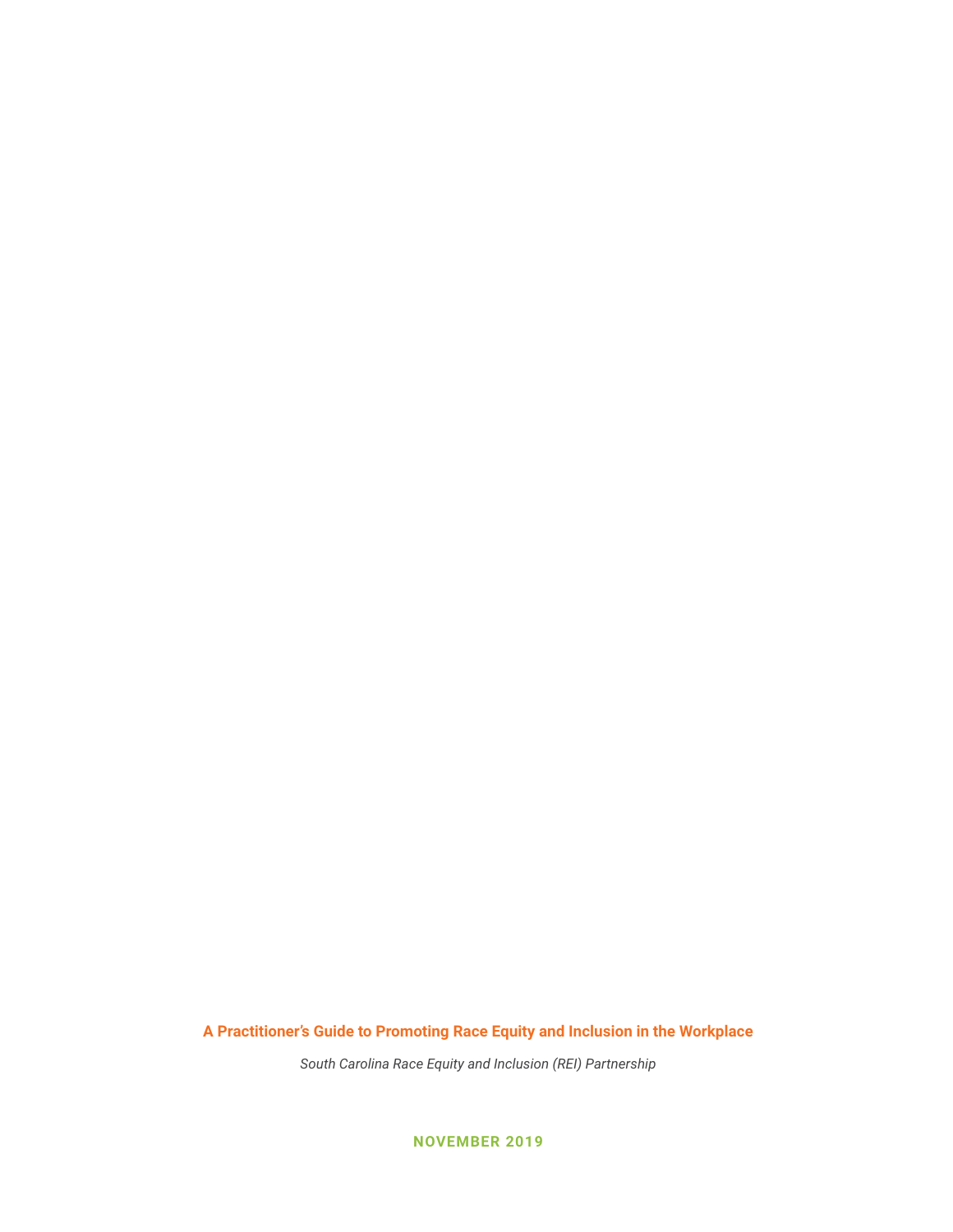**A Practitioner's Guide to Promoting Race Equity and Inclusion in the Workplace**

*South Carolina Race Equity and Inclusion (REI) Partnership*

**NOVEMBER 2019**